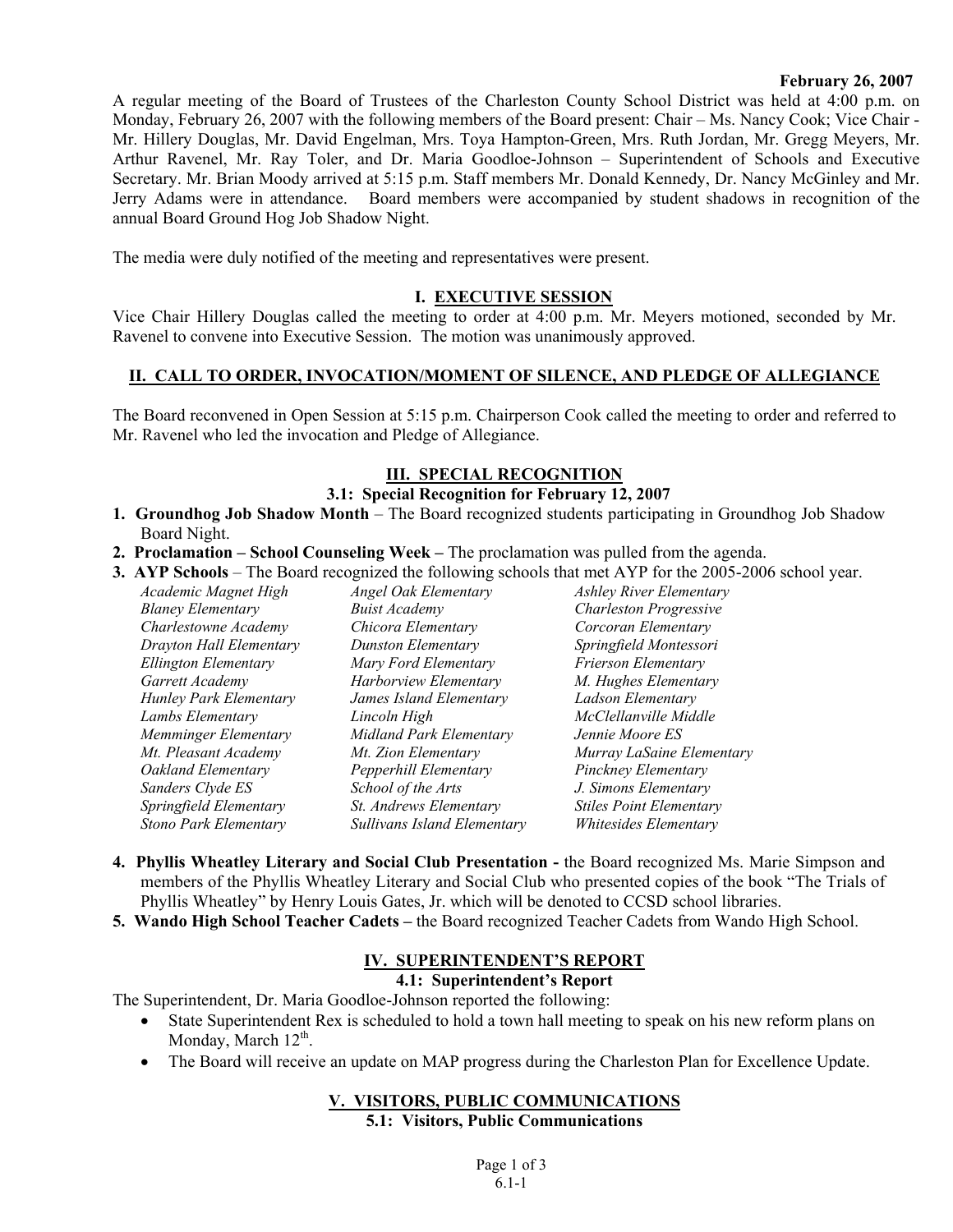**February 26, 2007**

A regular meeting of the Board of Trustees of the Charleston County School District was held at 4:00 p.m. on Monday, February 26, 2007 with the following members of the Board present: Chair – Ms. Nancy Cook; Vice Chair - Mr. Hillery Douglas, Mr. David Engelman, Mrs. Toya Hampton-Green, Mrs. Ruth Jordan, Mr. Gregg Meyers, Mr. Arthur Ravenel, Mr. Ray Toler, and Dr. Maria Goodloe-Johnson – Superintendent of Schools and Executive Secretary. Mr. Brian Moody arrived at 5:15 p.m. Staff members Mr. Donald Kennedy, Dr. Nancy McGinley and Mr. Jerry Adams were in attendance. Board members were accompanied by student shadows in recognition of the annual Board Ground Hog Job Shadow Night.

The media were duly notified of the meeting and representatives were present.

## I. EXECUTIVE SESSION

Vice Chair Hillery Douglas called the meeting to order at 4:00 p.m. Mr. Meyers motioned, seconded by Mr. Ravenel to convene into Executive Session. The motion was unanimously approved.

## II. CALL TO ORDER, INVOCATION/MOMENT OF SILENCE, AND PLEDGE OF ALLEGIANCE

The Board reconvened in Open Session at 5:15 p.m. Chairperson Cook called the meeting to order and referred to Mr. Ravenel who led the invocation and Pledge of Allegiance.

## III. SPECIAL RECOGNITION

### 3.1: Special Recognition for February 12, 2007

1. **Groundhog Job Shadow Month** – The Board recognized students participating in Groundhog Job Shadow Board Night.
2. **Proclamation – School Counseling Week –** The proclamation was pulled from the agenda.
3. **AYP Schools** – The Board recognized the following schools that met AYP for the 2005-2006 school year.

| | | |
|---|---|---|
| *Academic Magnet High* | *Angel Oak Elementary* | *Ashley River Elementary* |
| *Blaney Elementary* | *Buist Academy* | *Charleston Progressive* |
| *Charlestowne Academy* | *Chicora Elementary* | *Corcoran Elementary* |
| *Drayton Hall Elementary* | *Dunston Elementary* | *Springfield Montessori* |
| *Ellington Elementary* | *Mary Ford Elementary* | *Frierson Elementary* |
| *Garrett Academy* | *Harborview Elementary* | *M. Hughes Elementary* |
| *Hunley Park Elementary* | *James Island Elementary* | *Ladson Elementary* |
| *Lambs Elementary* | *Lincoln High* | *McClellanville Middle* |
| *Memminger Elementary* | *Midland Park Elementary* | *Jennie Moore ES* |
| *Mt. Pleasant Academy* | *Mt. Zion Elementary* | *Murray LaSaine Elementary* |
| *Oakland Elementary* | *Pepperhill Elementary* | *Pinckney Elementary* |
| *Sanders Clyde ES* | *School of the Arts* | *J. Simons Elementary* |
| *Springfield Elementary* | *St. Andrews Elementary* | *Stiles Point Elementary* |
| *Stono Park Elementary* | *Sullivans Island Elementary* | *Whitesides Elementary* |

4. **Phyllis Wheatley Literary and Social Club Presentation -** the Board recognized Ms. Marie Simpson and members of the Phyllis Wheatley Literary and Social Club who presented copies of the book "The Trials of Phyllis Wheatley" by Henry Louis Gates, Jr. which will be denoted to CCSD school libraries.
5. **Wando High School Teacher Cadets –** the Board recognized Teacher Cadets from Wando High School.

## IV. SUPERINTENDENT'S REPORT

### 4.1: Superintendent's Report

The Superintendent, Dr. Maria Goodloe-Johnson reported the following:

- State Superintendent Rex is scheduled to hold a town hall meeting to speak on his new reform plans on Monday, March 12th.
- The Board will receive an update on MAP progress during the Charleston Plan for Excellence Update.

## V. VISITORS, PUBLIC COMMUNICATIONS

### 5.1: Visitors, Public Communications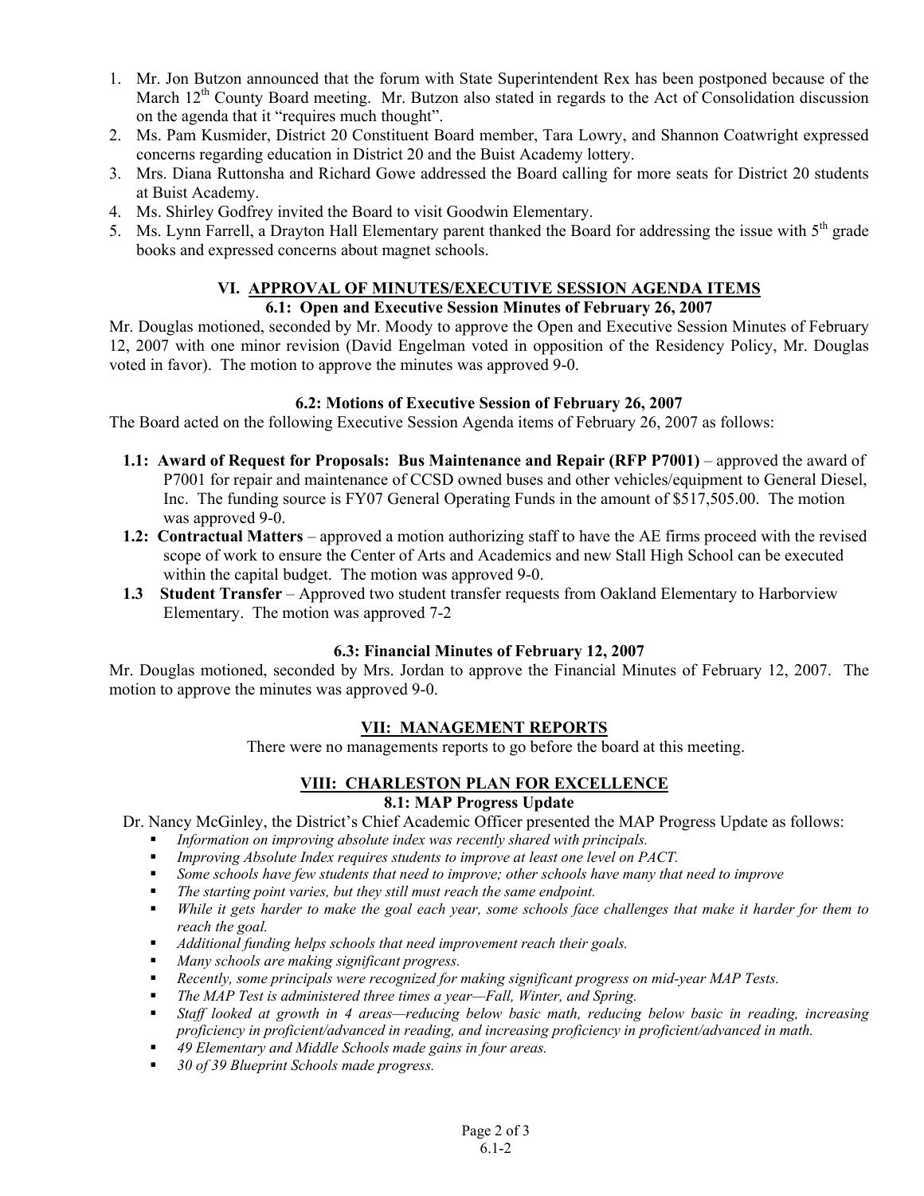1. Mr. Jon Butzon announced that the forum with State Superintendent Rex has been postponed because of the March 12th County Board meeting. Mr. Butzon also stated in regards to the Act of Consolidation discussion on the agenda that it "requires much thought".
2. Ms. Pam Kusmider, District 20 Constituent Board member, Tara Lowry, and Shannon Coatwright expressed concerns regarding education in District 20 and the Buist Academy lottery.
3. Mrs. Diana Ruttonsha and Richard Gowe addressed the Board calling for more seats for District 20 students at Buist Academy.
4. Ms. Shirley Godfrey invited the Board to visit Goodwin Elementary.
5. Ms. Lynn Farrell, a Drayton Hall Elementary parent thanked the Board for addressing the issue with 5th grade books and expressed concerns about magnet schools.

## VI. APPROVAL OF MINUTES/EXECUTIVE SESSION AGENDA ITEMS

### 6.1: Open and Executive Session Minutes of February 26, 2007

Mr. Douglas motioned, seconded by Mr. Moody to approve the Open and Executive Session Minutes of February 12, 2007 with one minor revision (David Engelman voted in opposition of the Residency Policy, Mr. Douglas voted in favor). The motion to approve the minutes was approved 9-0.

### 6.2: Motions of Executive Session of February 26, 2007

The Board acted on the following Executive Session Agenda items of February 26, 2007 as follows:

**1.1: Award of Request for Proposals: Bus Maintenance and Repair (RFP P7001)** – approved the award of P7001 for repair and maintenance of CCSD owned buses and other vehicles/equipment to General Diesel, Inc. The funding source is FY07 General Operating Funds in the amount of $517,505.00. The motion was approved 9-0.

**1.2: Contractual Matters** – approved a motion authorizing staff to have the AE firms proceed with the revised scope of work to ensure the Center of Arts and Academics and new Stall High School can be executed within the capital budget. The motion was approved 9-0.

**1.3 Student Transfer** – Approved two student transfer requests from Oakland Elementary to Harborview Elementary. The motion was approved 7-2

### 6.3: Financial Minutes of February 12, 2007

Mr. Douglas motioned, seconded by Mrs. Jordan to approve the Financial Minutes of February 12, 2007. The motion to approve the minutes was approved 9-0.

## VII: MANAGEMENT REPORTS

There were no managements reports to go before the board at this meeting.

## VIII: CHARLESTON PLAN FOR EXCELLENCE

### 8.1: MAP Progress Update

Dr. Nancy McGinley, the District's Chief Academic Officer presented the MAP Progress Update as follows:

- *Information on improving absolute index was recently shared with principals.*
- *Improving Absolute Index requires students to improve at least one level on PACT.*
- *Some schools have few students that need to improve; other schools have many that need to improve*
- *The starting point varies, but they still must reach the same endpoint.*
- *While it gets harder to make the goal each year, some schools face challenges that make it harder for them to reach the goal.*
- *Additional funding helps schools that need improvement reach their goals.*
- *Many schools are making significant progress.*
- *Recently, some principals were recognized for making significant progress on mid-year MAP Tests.*
- *The MAP Test is administered three times a year—Fall, Winter, and Spring.*
- *Staff looked at growth in 4 areas—reducing below basic math, reducing below basic in reading, increasing proficiency in proficient/advanced in reading, and increasing proficiency in proficient/advanced in math.*
- *49 Elementary and Middle Schools made gains in four areas.*
- *30 of 39 Blueprint Schools made progress.*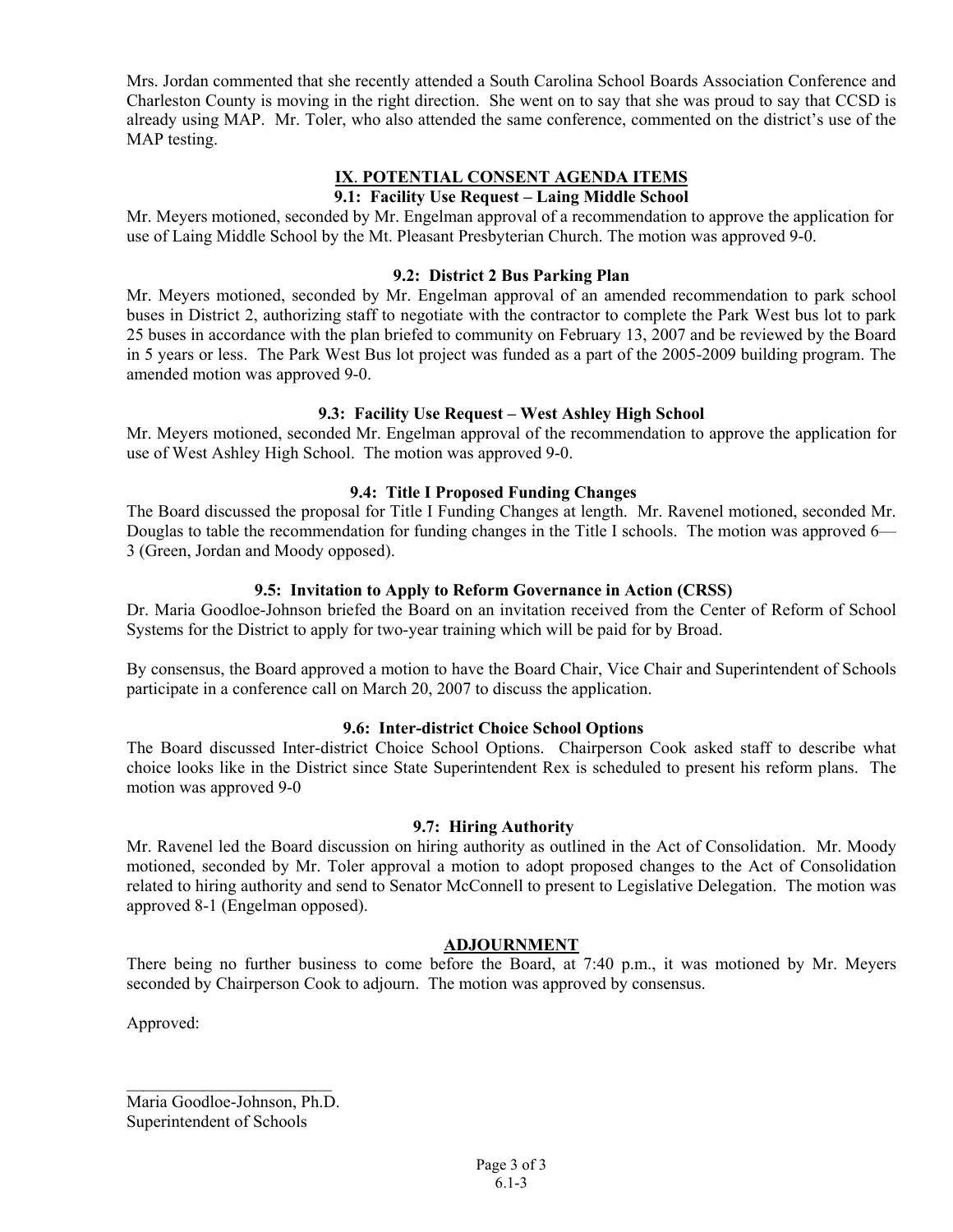Mrs. Jordan commented that she recently attended a South Carolina School Boards Association Conference and Charleston County is moving in the right direction. She went on to say that she was proud to say that CCSD is already using MAP. Mr. Toler, who also attended the same conference, commented on the district's use of the MAP testing.

## IX. POTENTIAL CONSENT AGENDA ITEMS

### 9.1: Facility Use Request – Laing Middle School

Mr. Meyers motioned, seconded by Mr. Engelman approval of a recommendation to approve the application for use of Laing Middle School by the Mt. Pleasant Presbyterian Church. The motion was approved 9-0.

### 9.2: District 2 Bus Parking Plan

Mr. Meyers motioned, seconded by Mr. Engelman approval of an amended recommendation to park school buses in District 2, authorizing staff to negotiate with the contractor to complete the Park West bus lot to park 25 buses in accordance with the plan briefed to community on February 13, 2007 and be reviewed by the Board in 5 years or less. The Park West Bus lot project was funded as a part of the 2005-2009 building program. The amended motion was approved 9-0.

### 9.3: Facility Use Request – West Ashley High School

Mr. Meyers motioned, seconded Mr. Engelman approval of the recommendation to approve the application for use of West Ashley High School. The motion was approved 9-0.

### 9.4: Title I Proposed Funding Changes

The Board discussed the proposal for Title I Funding Changes at length. Mr. Ravenel motioned, seconded Mr. Douglas to table the recommendation for funding changes in the Title I schools. The motion was approved 6—3 (Green, Jordan and Moody opposed).

### 9.5: Invitation to Apply to Reform Governance in Action (CRSS)

Dr. Maria Goodloe-Johnson briefed the Board on an invitation received from the Center of Reform of School Systems for the District to apply for two-year training which will be paid for by Broad.

By consensus, the Board approved a motion to have the Board Chair, Vice Chair and Superintendent of Schools participate in a conference call on March 20, 2007 to discuss the application.

### 9.6: Inter-district Choice School Options

The Board discussed Inter-district Choice School Options. Chairperson Cook asked staff to describe what choice looks like in the District since State Superintendent Rex is scheduled to present his reform plans. The motion was approved 9-0

### 9.7: Hiring Authority

Mr. Ravenel led the Board discussion on hiring authority as outlined in the Act of Consolidation. Mr. Moody motioned, seconded by Mr. Toler approval a motion to adopt proposed changes to the Act of Consolidation related to hiring authority and send to Senator McConnell to present to Legislative Delegation. The motion was approved 8-1 (Engelman opposed).

## ADJOURNMENT

There being no further business to come before the Board, at 7:40 p.m., it was motioned by Mr. Meyers seconded by Chairperson Cook to adjourn. The motion was approved by consensus.

Approved:

\_\_\_\_\_\_\_\_\_\_\_\_\_\_\_\_\_\_\_\_\_\_\_\_\_

Maria Goodloe-Johnson, Ph.D.
Superintendent of Schools

6.1-3